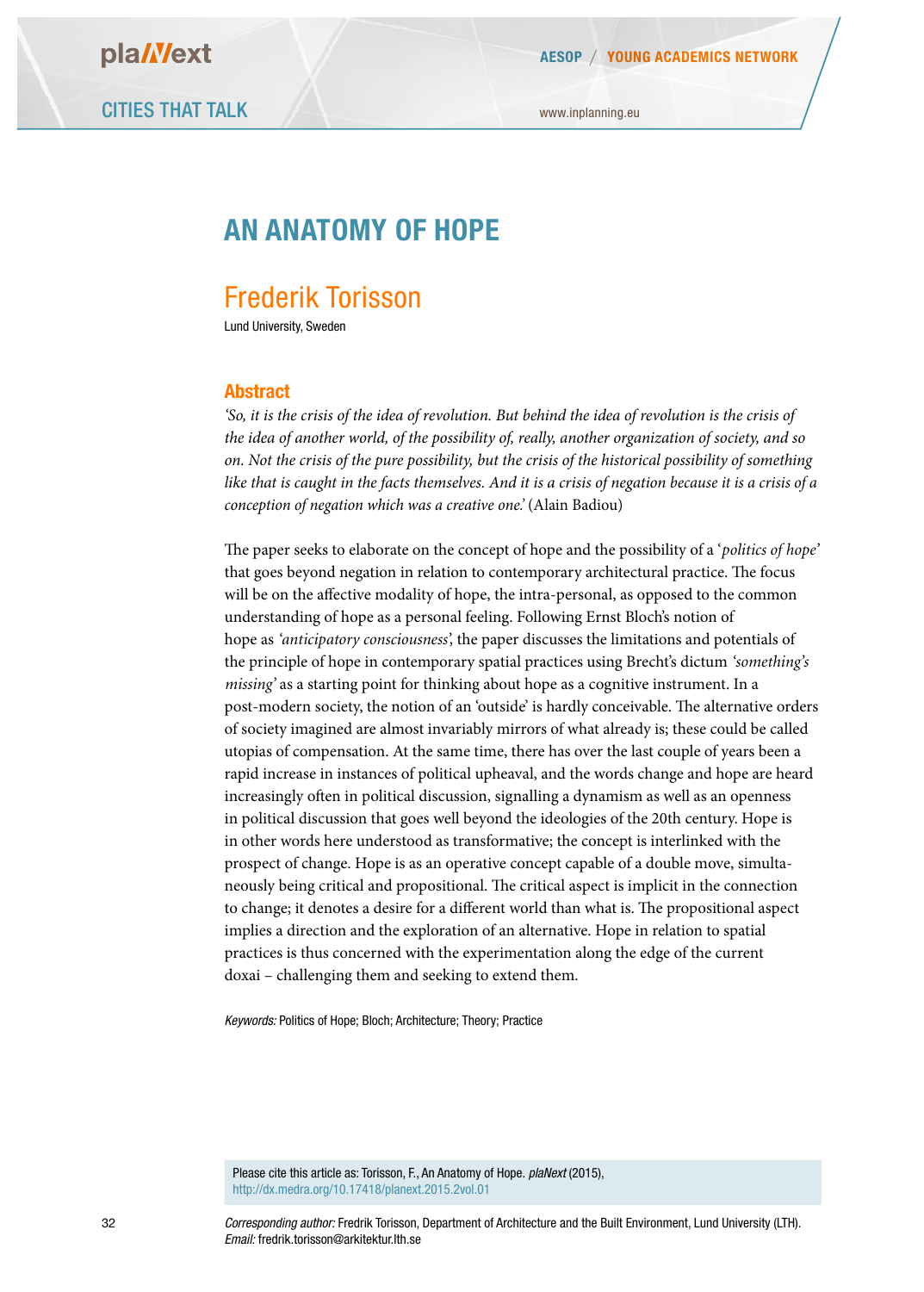# AN ANATOMY OF HOPE

## Frederik Torisson

Lund University, Sweden

### Abstract

*'So, it is the crisis of the idea of revolution. But behind the idea of revolution is the crisis of the idea of another world, of the possibility of, really, another organization of society, and so on. Not the crisis of the pure possibility, but the crisis of the historical possibility of something like that is caught in the facts themselves. And it is a crisis of negation because it is a crisis of a conception of negation which was a creative one.'* (Alain Badiou)

The paper seeks to elaborate on the concept of hope and the possibility of a '*politics of hope*' that goes beyond negation in relation to contemporary architectural practice. The focus will be on the affective modality of hope, the intra-personal, as opposed to the common understanding of hope as a personal feeling. Following Ernst Bloch's notion of hope as *'anticipatory consciousness'*, the paper discusses the limitations and potentials of the principle of hope in contemporary spatial practices using Brecht's dictum *'something's missing'* as a starting point for thinking about hope as a cognitive instrument. In a post-modern society, the notion of an 'outside' is hardly conceivable. The alternative orders of society imagined are almost invariably mirrors of what already is; these could be called utopias of compensation. At the same time, there has over the last couple of years been a rapid increase in instances of political upheaval, and the words change and hope are heard increasingly often in political discussion, signalling a dynamism as well as an openness in political discussion that goes well beyond the ideologies of the 20th century. Hope is in other words here understood as transformative; the concept is interlinked with the prospect of change. Hope is as an operative concept capable of a double move, simultaneously being critical and propositional. The critical aspect is implicit in the connection to change; it denotes a desire for a different world than what is. The propositional aspect implies a direction and the exploration of an alternative. Hope in relation to spatial practices is thus concerned with the experimentation along the edge of the current doxai – challenging them and seeking to extend them.

*Keywords:* Politics of Hope; Bloch; Architecture; Theory; Practice

Please cite this article as: Torisson, F., An Anatomy of Hope. *plaNext* (2015), http://dx.medra.org/10.17418/planext.2015.2vol.01

*Corresponding author:* Fredrik Torisson, Department of Architecture and the Built Environment, Lund University (LTH).
*Email:* fredrik.torisson@arkitektur.lth.se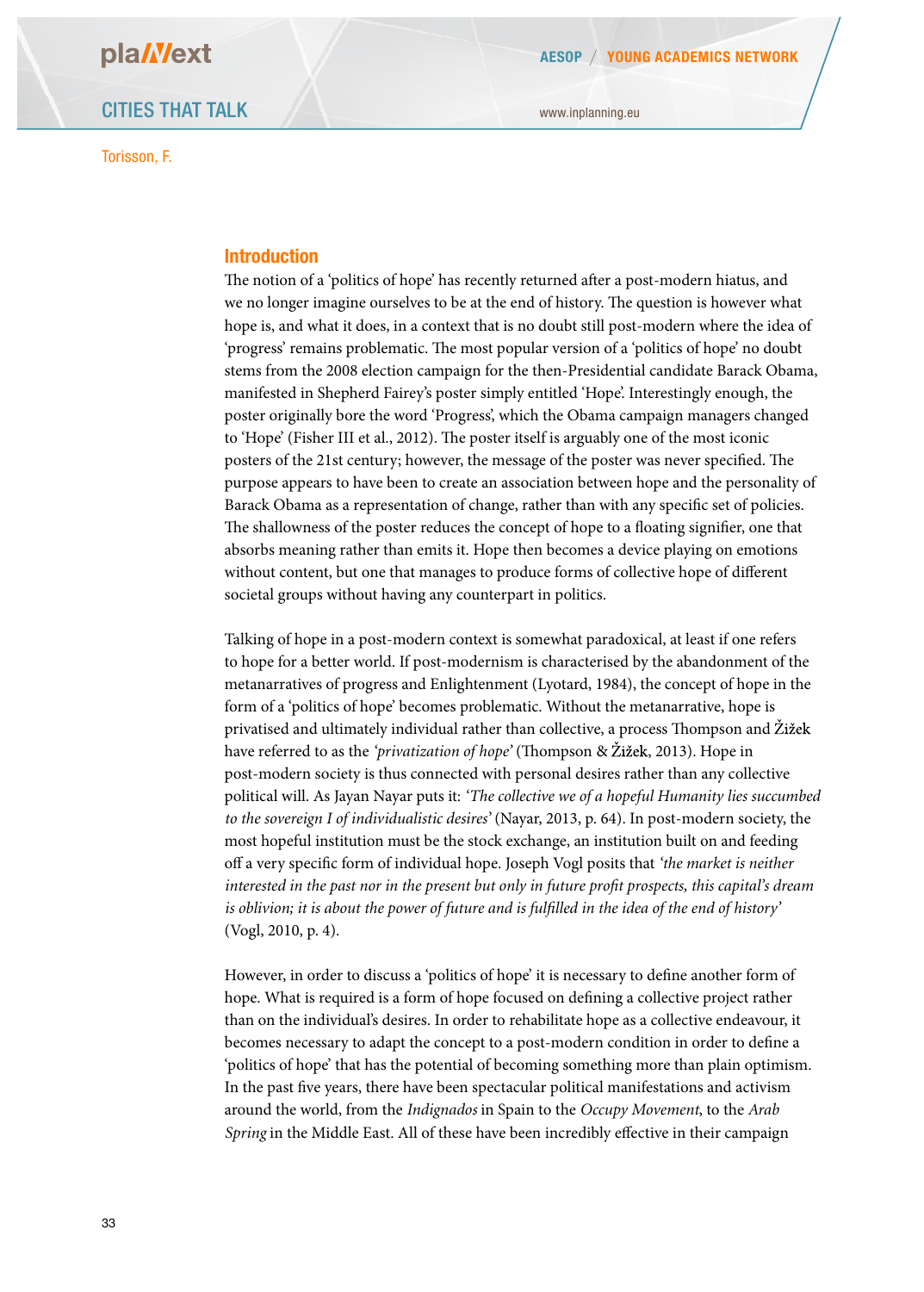## Introduction

The notion of a 'politics of hope' has recently returned after a post-modern hiatus, and we no longer imagine ourselves to be at the end of history. The question is however what hope is, and what it does, in a context that is no doubt still post-modern where the idea of 'progress' remains problematic. The most popular version of a 'politics of hope' no doubt stems from the 2008 election campaign for the then-Presidential candidate Barack Obama, manifested in Shepherd Fairey's poster simply entitled 'Hope'. Interestingly enough, the poster originally bore the word 'Progress', which the Obama campaign managers changed to 'Hope' (Fisher III et al., 2012). The poster itself is arguably one of the most iconic posters of the 21st century; however, the message of the poster was never specified. The purpose appears to have been to create an association between hope and the personality of Barack Obama as a representation of change, rather than with any specific set of policies. The shallowness of the poster reduces the concept of hope to a floating signifier, one that absorbs meaning rather than emits it. Hope then becomes a device playing on emotions without content, but one that manages to produce forms of collective hope of different societal groups without having any counterpart in politics.

Talking of hope in a post-modern context is somewhat paradoxical, at least if one refers to hope for a better world. If post-modernism is characterised by the abandonment of the metanarratives of progress and Enlightenment (Lyotard, 1984), the concept of hope in the form of a 'politics of hope' becomes problematic. Without the metanarrative, hope is privatised and ultimately individual rather than collective, a process Thompson and Žižek have referred to as the *'privatization of hope'* (Thompson & Žižek, 2013). Hope in post-modern society is thus connected with personal desires rather than any collective political will. As Jayan Nayar puts it: *'The collective we of a hopeful Humanity lies succumbed to the sovereign I of individualistic desires'* (Nayar, 2013, p. 64). In post-modern society, the most hopeful institution must be the stock exchange, an institution built on and feeding off a very specific form of individual hope. Joseph Vogl posits that *'the market is neither interested in the past nor in the present but only in future profit prospects, this capital's dream is oblivion; it is about the power of future and is fulfilled in the idea of the end of history'* (Vogl, 2010, p. 4).

However, in order to discuss a 'politics of hope' it is necessary to define another form of hope. What is required is a form of hope focused on defining a collective project rather than on the individual's desires. In order to rehabilitate hope as a collective endeavour, it becomes necessary to adapt the concept to a post-modern condition in order to define a 'politics of hope' that has the potential of becoming something more than plain optimism. In the past five years, there have been spectacular political manifestations and activism around the world, from the *Indignados* in Spain to the *Occupy Movement*, to the *Arab Spring* in the Middle East. All of these have been incredibly effective in their campaign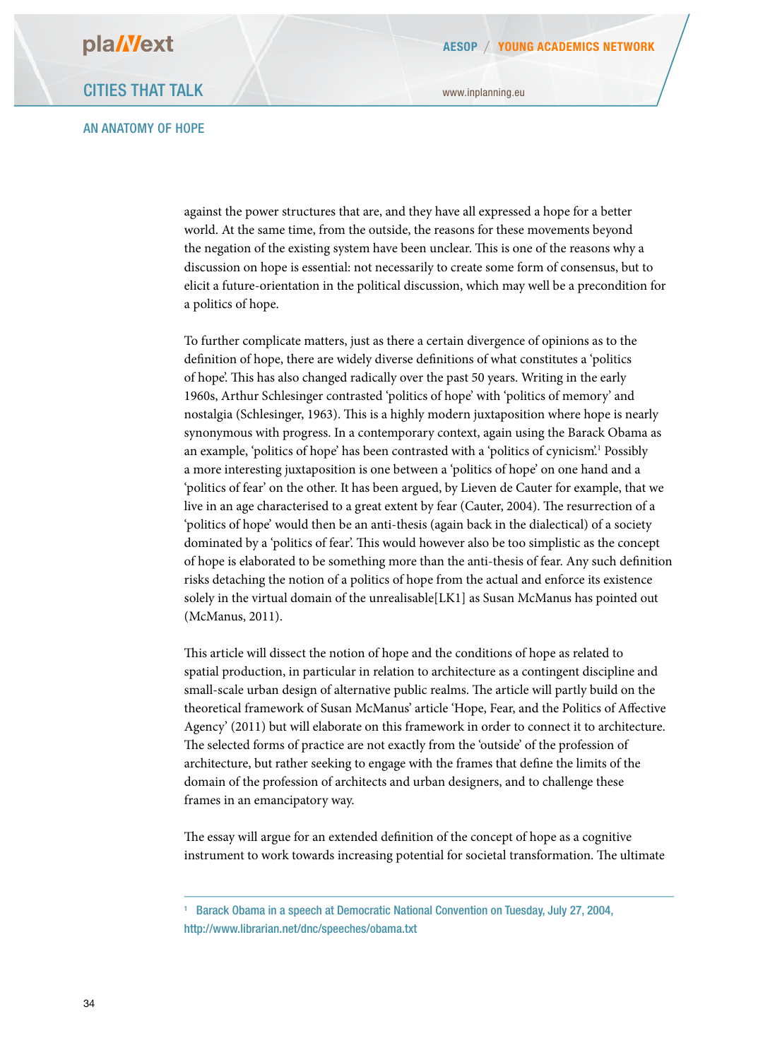against the power structures that are, and they have all expressed a hope for a better world. At the same time, from the outside, the reasons for these movements beyond the negation of the existing system have been unclear. This is one of the reasons why a discussion on hope is essential: not necessarily to create some form of consensus, but to elicit a future-orientation in the political discussion, which may well be a precondition for a politics of hope.

To further complicate matters, just as there a certain divergence of opinions as to the definition of hope, there are widely diverse definitions of what constitutes a 'politics of hope'. This has also changed radically over the past 50 years. Writing in the early 1960s, Arthur Schlesinger contrasted 'politics of hope' with 'politics of memory' and nostalgia (Schlesinger, 1963). This is a highly modern juxtaposition where hope is nearly synonymous with progress. In a contemporary context, again using the Barack Obama as an example, 'politics of hope' has been contrasted with a 'politics of cynicism'.[1] Possibly a more interesting juxtaposition is one between a 'politics of hope' on one hand and a 'politics of fear' on the other. It has been argued, by Lieven de Cauter for example, that we live in an age characterised to a great extent by fear (Cauter, 2004). The resurrection of a 'politics of hope' would then be an anti-thesis (again back in the dialectical) of a society dominated by a 'politics of fear'. This would however also be too simplistic as the concept of hope is elaborated to be something more than the anti-thesis of fear. Any such definition risks detaching the notion of a politics of hope from the actual and enforce its existence solely in the virtual domain of the unrealisable[LK1] as Susan McManus has pointed out (McManus, 2011).

This article will dissect the notion of hope and the conditions of hope as related to spatial production, in particular in relation to architecture as a contingent discipline and small-scale urban design of alternative public realms. The article will partly build on the theoretical framework of Susan McManus' article 'Hope, Fear, and the Politics of Affective Agency' (2011) but will elaborate on this framework in order to connect it to architecture. The selected forms of practice are not exactly from the 'outside' of the profession of architecture, but rather seeking to engage with the frames that define the limits of the domain of the profession of architects and urban designers, and to challenge these frames in an emancipatory way.

The essay will argue for an extended definition of the concept of hope as a cognitive instrument to work towards increasing potential for societal transformation. The ultimate

---

[1] Barack Obama in a speech at Democratic National Convention on Tuesday, July 27, 2004, http://www.librarian.net/dnc/speeches/obama.txt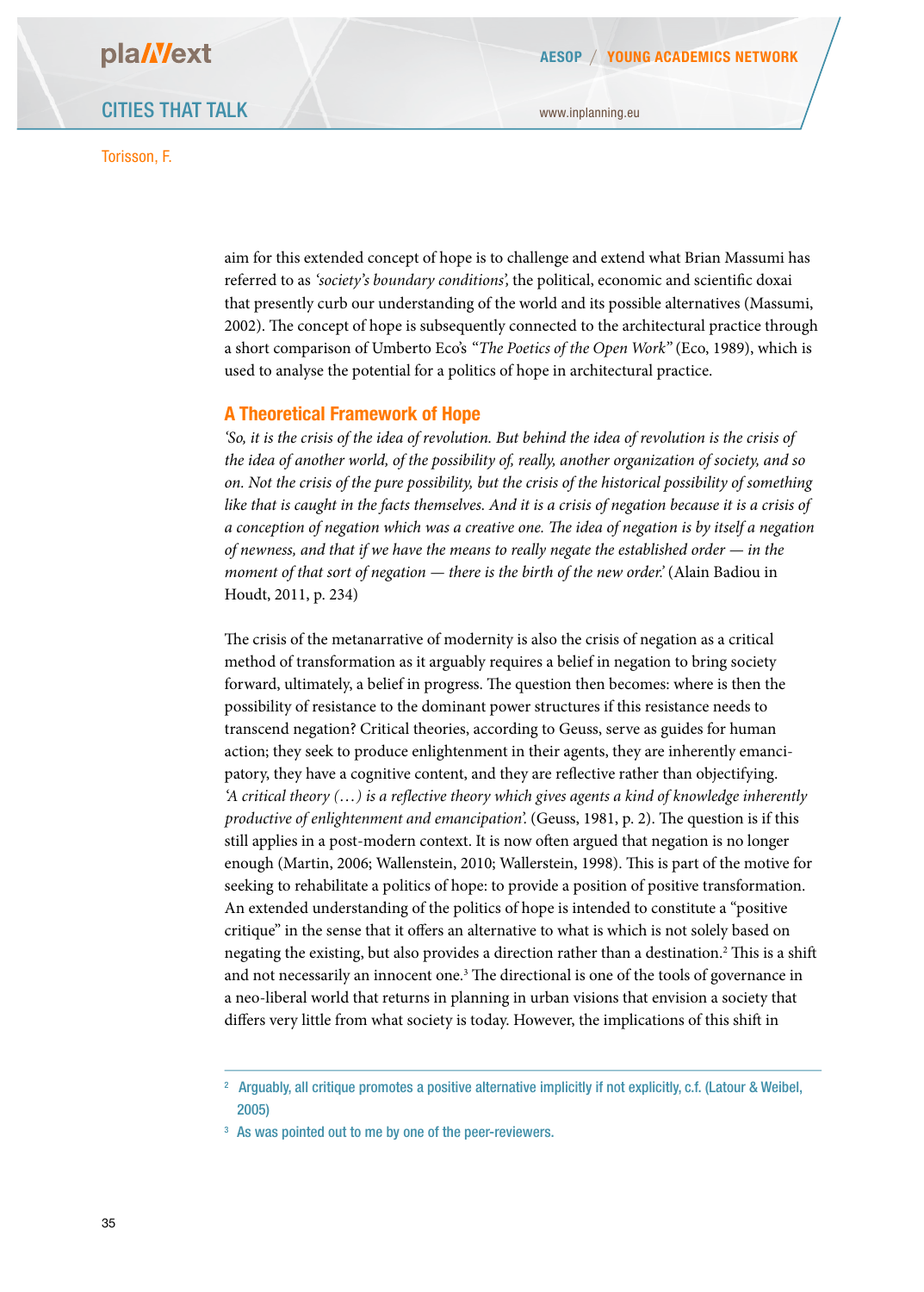aim for this extended concept of hope is to challenge and extend what Brian Massumi has referred to as *'society's boundary conditions'*, the political, economic and scientific doxai that presently curb our understanding of the world and its possible alternatives (Massumi, 2002). The concept of hope is subsequently connected to the architectural practice through a short comparison of Umberto Eco's *"The Poetics of the Open Work"* (Eco, 1989), which is used to analyse the potential for a politics of hope in architectural practice.

## A Theoretical Framework of Hope

*'So, it is the crisis of the idea of revolution. But behind the idea of revolution is the crisis of the idea of another world, of the possibility of, really, another organization of society, and so on. Not the crisis of the pure possibility, but the crisis of the historical possibility of something like that is caught in the facts themselves. And it is a crisis of negation because it is a crisis of a conception of negation which was a creative one. The idea of negation is by itself a negation of newness, and that if we have the means to really negate the established order — in the moment of that sort of negation — there is the birth of the new order.'* (Alain Badiou in Houdt, 2011, p. 234)

The crisis of the metanarrative of modernity is also the crisis of negation as a critical method of transformation as it arguably requires a belief in negation to bring society forward, ultimately, a belief in progress. The question then becomes: where is then the possibility of resistance to the dominant power structures if this resistance needs to transcend negation? Critical theories, according to Geuss, serve as guides for human action; they seek to produce enlightenment in their agents, they are inherently emancipatory, they have a cognitive content, and they are reflective rather than objectifying. *'A critical theory (…) is a reflective theory which gives agents a kind of knowledge inherently productive of enlightenment and emancipation'*. (Geuss, 1981, p. 2). The question is if this still applies in a post-modern context. It is now often argued that negation is no longer enough (Martin, 2006; Wallenstein, 2010; Wallerstein, 1998). This is part of the motive for seeking to rehabilitate a politics of hope: to provide a position of positive transformation. An extended understanding of the politics of hope is intended to constitute a "positive critique" in the sense that it offers an alternative to what is which is not solely based on negating the existing, but also provides a direction rather than a destination.[2] This is a shift and not necessarily an innocent one.[3] The directional is one of the tools of governance in a neo-liberal world that returns in planning in urban visions that envision a society that differs very little from what society is today. However, the implications of this shift in

[2] Arguably, all critique promotes a positive alternative implicitly if not explicitly, c.f. (Latour & Weibel, 2005)

[3] As was pointed out to me by one of the peer-reviewers.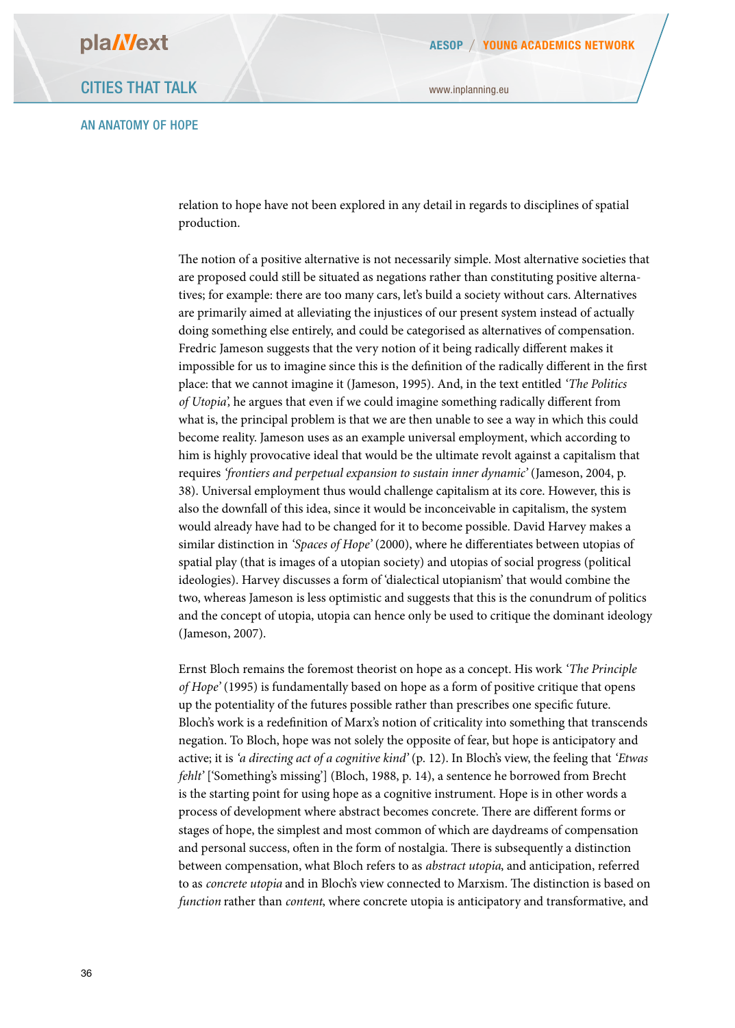relation to hope have not been explored in any detail in regards to disciplines of spatial production.

The notion of a positive alternative is not necessarily simple. Most alternative societies that are proposed could still be situated as negations rather than constituting positive alternatives; for example: there are too many cars, let's build a society without cars. Alternatives are primarily aimed at alleviating the injustices of our present system instead of actually doing something else entirely, and could be categorised as alternatives of compensation. Fredric Jameson suggests that the very notion of it being radically different makes it impossible for us to imagine since this is the definition of the radically different in the first place: that we cannot imagine it (Jameson, 1995). And, in the text entitled *'The Politics of Utopia'*, he argues that even if we could imagine something radically different from what is, the principal problem is that we are then unable to see a way in which this could become reality. Jameson uses as an example universal employment, which according to him is highly provocative ideal that would be the ultimate revolt against a capitalism that requires *'frontiers and perpetual expansion to sustain inner dynamic'* (Jameson, 2004, p. 38). Universal employment thus would challenge capitalism at its core. However, this is also the downfall of this idea, since it would be inconceivable in capitalism, the system would already have had to be changed for it to become possible. David Harvey makes a similar distinction in *'Spaces of Hope'* (2000), where he differentiates between utopias of spatial play (that is images of a utopian society) and utopias of social progress (political ideologies). Harvey discusses a form of 'dialectical utopianism' that would combine the two, whereas Jameson is less optimistic and suggests that this is the conundrum of politics and the concept of utopia, utopia can hence only be used to critique the dominant ideology (Jameson, 2007).

Ernst Bloch remains the foremost theorist on hope as a concept. His work *'The Principle of Hope'* (1995) is fundamentally based on hope as a form of positive critique that opens up the potentiality of the futures possible rather than prescribes one specific future. Bloch's work is a redefinition of Marx's notion of criticality into something that transcends negation. To Bloch, hope was not solely the opposite of fear, but hope is anticipatory and active; it is *'a directing act of a cognitive kind'* (p. 12). In Bloch's view, the feeling that *'Etwas fehlt'* ['Something's missing'] (Bloch, 1988, p. 14), a sentence he borrowed from Brecht is the starting point for using hope as a cognitive instrument. Hope is in other words a process of development where abstract becomes concrete. There are different forms or stages of hope, the simplest and most common of which are daydreams of compensation and personal success, often in the form of nostalgia. There is subsequently a distinction between compensation, what Bloch refers to as *abstract utopia*, and anticipation, referred to as *concrete utopia* and in Bloch's view connected to Marxism. The distinction is based on *function* rather than *content*, where concrete utopia is anticipatory and transformative, and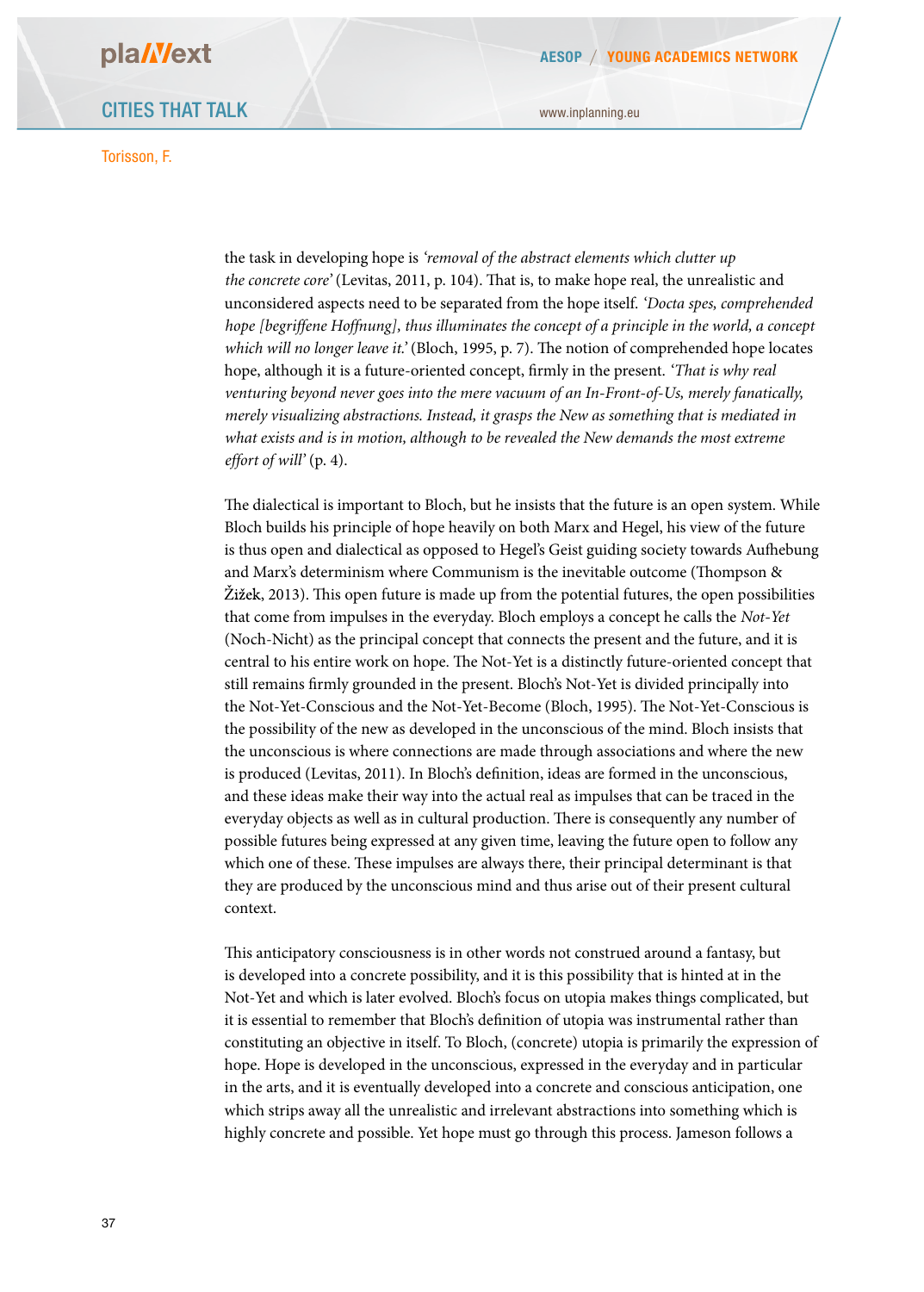the task in developing hope is *'removal of the abstract elements which clutter up the concrete core'* (Levitas, 2011, p. 104). That is, to make hope real, the unrealistic and unconsidered aspects need to be separated from the hope itself. *'Docta spes, comprehended hope [begriffene Hoffnung], thus illuminates the concept of a principle in the world, a concept which will no longer leave it.'* (Bloch, 1995, p. 7). The notion of comprehended hope locates hope, although it is a future-oriented concept, firmly in the present. *'That is why real venturing beyond never goes into the mere vacuum of an In-Front-of-Us, merely fanatically, merely visualizing abstractions. Instead, it grasps the New as something that is mediated in what exists and is in motion, although to be revealed the New demands the most extreme effort of will'* (p. 4).

The dialectical is important to Bloch, but he insists that the future is an open system. While Bloch builds his principle of hope heavily on both Marx and Hegel, his view of the future is thus open and dialectical as opposed to Hegel's Geist guiding society towards Aufhebung and Marx's determinism where Communism is the inevitable outcome (Thompson & Žižek, 2013). This open future is made up from the potential futures, the open possibilities that come from impulses in the everyday. Bloch employs a concept he calls the *Not-Yet* (Noch-Nicht) as the principal concept that connects the present and the future, and it is central to his entire work on hope. The Not-Yet is a distinctly future-oriented concept that still remains firmly grounded in the present. Bloch's Not-Yet is divided principally into the Not-Yet-Conscious and the Not-Yet-Become (Bloch, 1995). The Not-Yet-Conscious is the possibility of the new as developed in the unconscious of the mind. Bloch insists that the unconscious is where connections are made through associations and where the new is produced (Levitas, 2011). In Bloch's definition, ideas are formed in the unconscious, and these ideas make their way into the actual real as impulses that can be traced in the everyday objects as well as in cultural production. There is consequently any number of possible futures being expressed at any given time, leaving the future open to follow any which one of these. These impulses are always there, their principal determinant is that they are produced by the unconscious mind and thus arise out of their present cultural context.

This anticipatory consciousness is in other words not construed around a fantasy, but is developed into a concrete possibility, and it is this possibility that is hinted at in the Not-Yet and which is later evolved. Bloch's focus on utopia makes things complicated, but it is essential to remember that Bloch's definition of utopia was instrumental rather than constituting an objective in itself. To Bloch, (concrete) utopia is primarily the expression of hope. Hope is developed in the unconscious, expressed in the everyday and in particular in the arts, and it is eventually developed into a concrete and conscious anticipation, one which strips away all the unrealistic and irrelevant abstractions into something which is highly concrete and possible. Yet hope must go through this process. Jameson follows a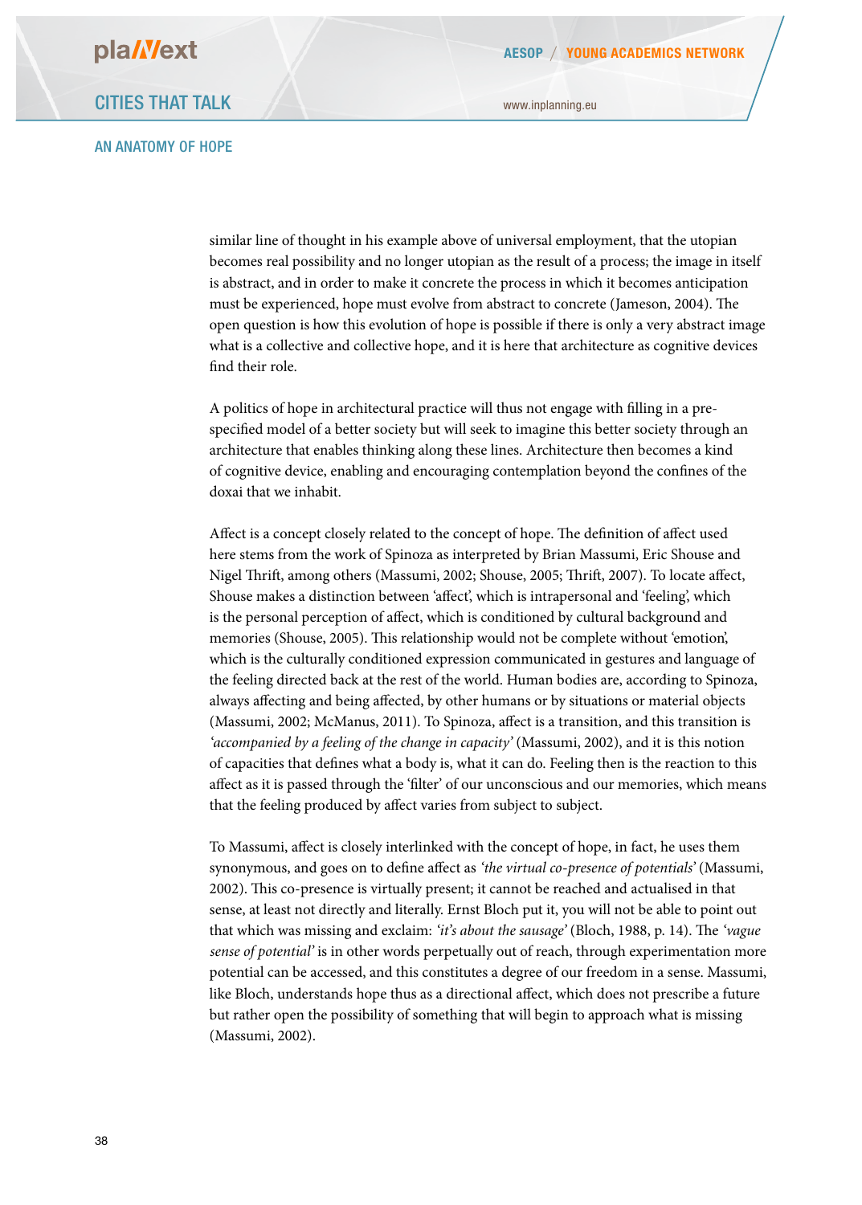similar line of thought in his example above of universal employment, that the utopian becomes real possibility and no longer utopian as the result of a process; the image in itself is abstract, and in order to make it concrete the process in which it becomes anticipation must be experienced, hope must evolve from abstract to concrete (Jameson, 2004). The open question is how this evolution of hope is possible if there is only a very abstract image what is a collective and collective hope, and it is here that architecture as cognitive devices find their role.

A politics of hope in architectural practice will thus not engage with filling in a pre-specified model of a better society but will seek to imagine this better society through an architecture that enables thinking along these lines. Architecture then becomes a kind of cognitive device, enabling and encouraging contemplation beyond the confines of the doxai that we inhabit.

Affect is a concept closely related to the concept of hope. The definition of affect used here stems from the work of Spinoza as interpreted by Brian Massumi, Eric Shouse and Nigel Thrift, among others (Massumi, 2002; Shouse, 2005; Thrift, 2007). To locate affect, Shouse makes a distinction between 'affect', which is intrapersonal and 'feeling', which is the personal perception of affect, which is conditioned by cultural background and memories (Shouse, 2005). This relationship would not be complete without 'emotion', which is the culturally conditioned expression communicated in gestures and language of the feeling directed back at the rest of the world. Human bodies are, according to Spinoza, always affecting and being affected, by other humans or by situations or material objects (Massumi, 2002; McManus, 2011). To Spinoza, affect is a transition, and this transition is *'accompanied by a feeling of the change in capacity'* (Massumi, 2002), and it is this notion of capacities that defines what a body is, what it can do. Feeling then is the reaction to this affect as it is passed through the 'filter' of our unconscious and our memories, which means that the feeling produced by affect varies from subject to subject.

To Massumi, affect is closely interlinked with the concept of hope, in fact, he uses them synonymous, and goes on to define affect as *'the virtual co-presence of potentials'* (Massumi, 2002). This co-presence is virtually present; it cannot be reached and actualised in that sense, at least not directly and literally. Ernst Bloch put it, you will not be able to point out that which was missing and exclaim: *'it's about the sausage'* (Bloch, 1988, p. 14). The *'vague sense of potential'* is in other words perpetually out of reach, through experimentation more potential can be accessed, and this constitutes a degree of our freedom in a sense. Massumi, like Bloch, understands hope thus as a directional affect, which does not prescribe a future but rather open the possibility of something that will begin to approach what is missing (Massumi, 2002).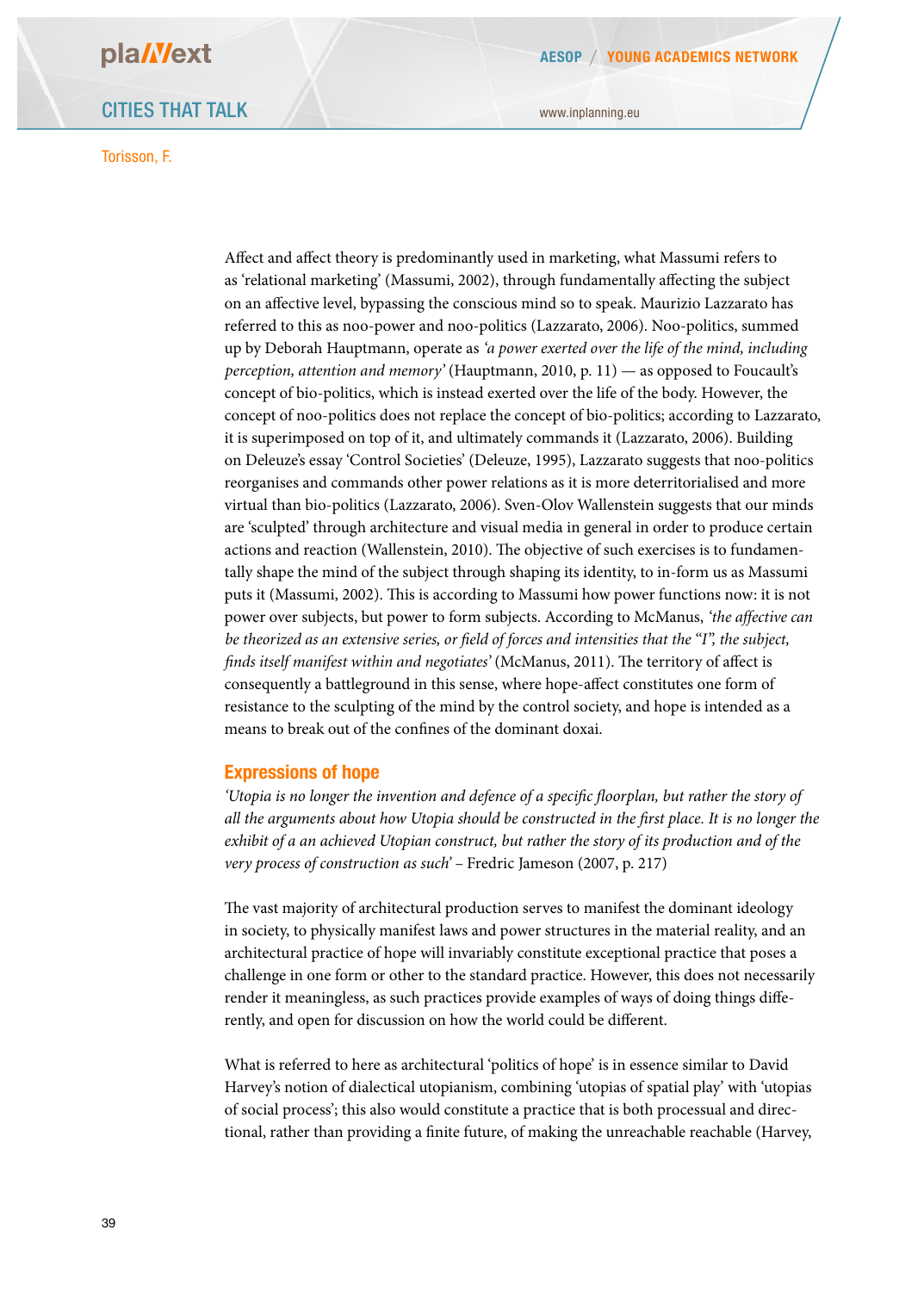Affect and affect theory is predominantly used in marketing, what Massumi refers to as 'relational marketing' (Massumi, 2002), through fundamentally affecting the subject on an affective level, bypassing the conscious mind so to speak. Maurizio Lazzarato has referred to this as noo-power and noo-politics (Lazzarato, 2006). Noo-politics, summed up by Deborah Hauptmann, operate as *'a power exerted over the life of the mind, including perception, attention and memory'* (Hauptmann, 2010, p. 11) — as opposed to Foucault's concept of bio-politics, which is instead exerted over the life of the body. However, the concept of noo-politics does not replace the concept of bio-politics; according to Lazzarato, it is superimposed on top of it, and ultimately commands it (Lazzarato, 2006). Building on Deleuze's essay 'Control Societies' (Deleuze, 1995), Lazzarato suggests that noo-politics reorganises and commands other power relations as it is more deterritorialised and more virtual than bio-politics (Lazzarato, 2006). Sven-Olov Wallenstein suggests that our minds are 'sculpted' through architecture and visual media in general in order to produce certain actions and reaction (Wallenstein, 2010). The objective of such exercises is to fundamentally shape the mind of the subject through shaping its identity, to in-form us as Massumi puts it (Massumi, 2002). This is according to Massumi how power functions now: it is not power over subjects, but power to form subjects. According to McManus, *'the affective can be theorized as an extensive series, or field of forces and intensities that the "I", the subject, finds itself manifest within and negotiates'* (McManus, 2011). The territory of affect is consequently a battleground in this sense, where hope-affect constitutes one form of resistance to the sculpting of the mind by the control society, and hope is intended as a means to break out of the confines of the dominant doxai.

## Expressions of hope

*'Utopia is no longer the invention and defence of a specific floorplan, but rather the story of all the arguments about how Utopia should be constructed in the first place. It is no longer the exhibit of a an achieved Utopian construct, but rather the story of its production and of the very process of construction as such'* – Fredric Jameson (2007, p. 217)

The vast majority of architectural production serves to manifest the dominant ideology in society, to physically manifest laws and power structures in the material reality, and an architectural practice of hope will invariably constitute exceptional practice that poses a challenge in one form or other to the standard practice. However, this does not necessarily render it meaningless, as such practices provide examples of ways of doing things differently, and open for discussion on how the world could be different.

What is referred to here as architectural 'politics of hope' is in essence similar to David Harvey's notion of dialectical utopianism, combining 'utopias of spatial play' with 'utopias of social process'; this also would constitute a practice that is both processual and directional, rather than providing a finite future, of making the unreachable reachable (Harvey,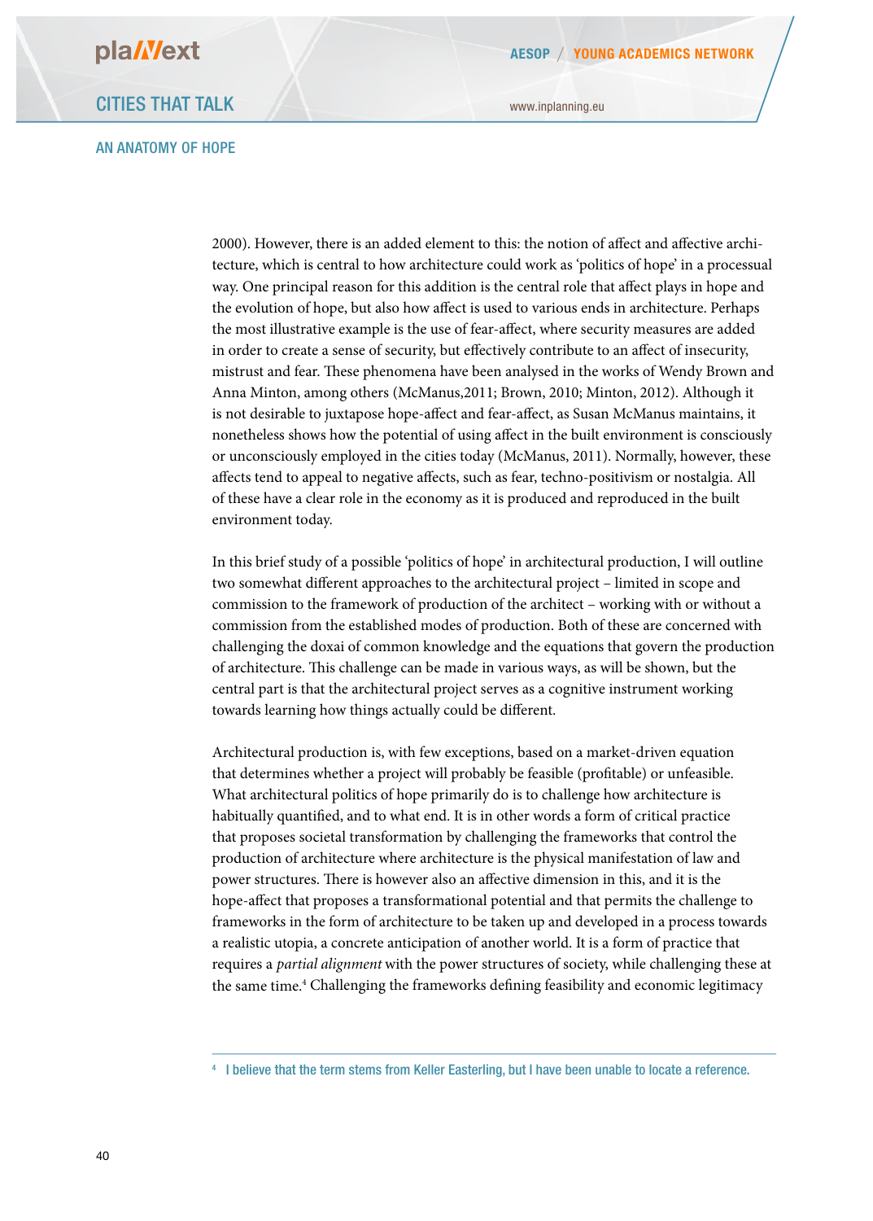2000). However, there is an added element to this: the notion of affect and affective architecture, which is central to how architecture could work as 'politics of hope' in a processual way. One principal reason for this addition is the central role that affect plays in hope and the evolution of hope, but also how affect is used to various ends in architecture. Perhaps the most illustrative example is the use of fear-affect, where security measures are added in order to create a sense of security, but effectively contribute to an affect of insecurity, mistrust and fear. These phenomena have been analysed in the works of Wendy Brown and Anna Minton, among others (McManus,2011; Brown, 2010; Minton, 2012). Although it is not desirable to juxtapose hope-affect and fear-affect, as Susan McManus maintains, it nonetheless shows how the potential of using affect in the built environment is consciously or unconsciously employed in the cities today (McManus, 2011). Normally, however, these affects tend to appeal to negative affects, such as fear, techno-positivism or nostalgia. All of these have a clear role in the economy as it is produced and reproduced in the built environment today.

In this brief study of a possible 'politics of hope' in architectural production, I will outline two somewhat different approaches to the architectural project – limited in scope and commission to the framework of production of the architect – working with or without a commission from the established modes of production. Both of these are concerned with challenging the doxai of common knowledge and the equations that govern the production of architecture. This challenge can be made in various ways, as will be shown, but the central part is that the architectural project serves as a cognitive instrument working towards learning how things actually could be different.

Architectural production is, with few exceptions, based on a market-driven equation that determines whether a project will probably be feasible (profitable) or unfeasible. What architectural politics of hope primarily do is to challenge how architecture is habitually quantified, and to what end. It is in other words a form of critical practice that proposes societal transformation by challenging the frameworks that control the production of architecture where architecture is the physical manifestation of law and power structures. There is however also an affective dimension in this, and it is the hope-affect that proposes a transformational potential and that permits the challenge to frameworks in the form of architecture to be taken up and developed in a process towards a realistic utopia, a concrete anticipation of another world. It is a form of practice that requires a *partial alignment* with the power structures of society, while challenging these at the same time.[4] Challenging the frameworks defining feasibility and economic legitimacy

---

[4] I believe that the term stems from Keller Easterling, but I have been unable to locate a reference.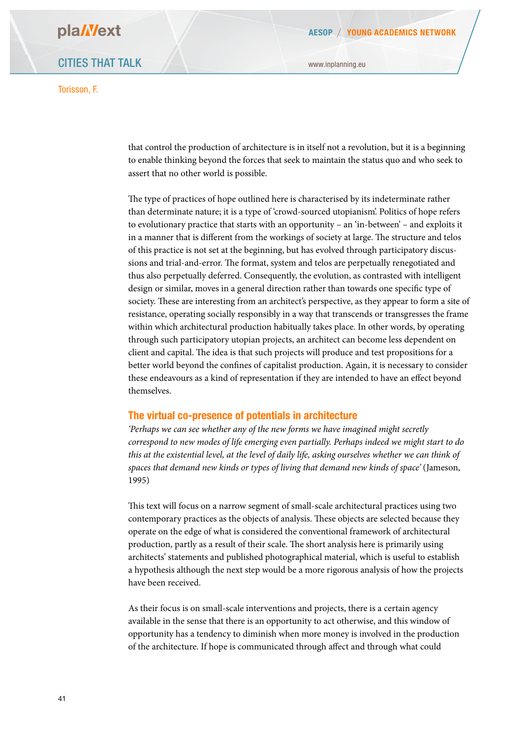that control the production of architecture is in itself not a revolution, but it is a beginning to enable thinking beyond the forces that seek to maintain the status quo and who seek to assert that no other world is possible.

The type of practices of hope outlined here is characterised by its indeterminate rather than determinate nature; it is a type of 'crowd-sourced utopianism'. Politics of hope refers to evolutionary practice that starts with an opportunity – an 'in-between' – and exploits it in a manner that is different from the workings of society at large. The structure and telos of this practice is not set at the beginning, but has evolved through participatory discussions and trial-and-error. The format, system and telos are perpetually renegotiated and thus also perpetually deferred. Consequently, the evolution, as contrasted with intelligent design or similar, moves in a general direction rather than towards one specific type of society. These are interesting from an architect's perspective, as they appear to form a site of resistance, operating socially responsibly in a way that transcends or transgresses the frame within which architectural production habitually takes place. In other words, by operating through such participatory utopian projects, an architect can become less dependent on client and capital. The idea is that such projects will produce and test propositions for a better world beyond the confines of capitalist production. Again, it is necessary to consider these endeavours as a kind of representation if they are intended to have an effect beyond themselves.

## The virtual co-presence of potentials in architecture

*'Perhaps we can see whether any of the new forms we have imagined might secretly correspond to new modes of life emerging even partially. Perhaps indeed we might start to do this at the existential level, at the level of daily life, asking ourselves whether we can think of spaces that demand new kinds or types of living that demand new kinds of space'* (Jameson, 1995)

This text will focus on a narrow segment of small-scale architectural practices using two contemporary practices as the objects of analysis. These objects are selected because they operate on the edge of what is considered the conventional framework of architectural production, partly as a result of their scale. The short analysis here is primarily using architects' statements and published photographical material, which is useful to establish a hypothesis although the next step would be a more rigorous analysis of how the projects have been received.

As their focus is on small-scale interventions and projects, there is a certain agency available in the sense that there is an opportunity to act otherwise, and this window of opportunity has a tendency to diminish when more money is involved in the production of the architecture. If hope is communicated through affect and through what could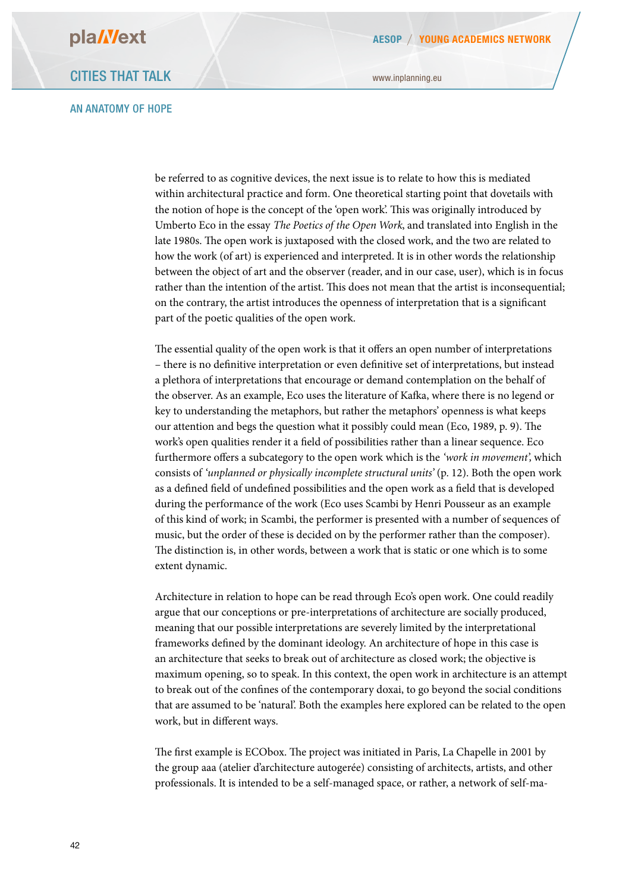be referred to as cognitive devices, the next issue is to relate to how this is mediated within architectural practice and form. One theoretical starting point that dovetails with the notion of hope is the concept of the 'open work'. This was originally introduced by Umberto Eco in the essay *The Poetics of the Open Work*, and translated into English in the late 1980s. The open work is juxtaposed with the closed work, and the two are related to how the work (of art) is experienced and interpreted. It is in other words the relationship between the object of art and the observer (reader, and in our case, user), which is in focus rather than the intention of the artist. This does not mean that the artist is inconsequential; on the contrary, the artist introduces the openness of interpretation that is a significant part of the poetic qualities of the open work.

The essential quality of the open work is that it offers an open number of interpretations – there is no definitive interpretation or even definitive set of interpretations, but instead a plethora of interpretations that encourage or demand contemplation on the behalf of the observer. As an example, Eco uses the literature of Kafka, where there is no legend or key to understanding the metaphors, but rather the metaphors' openness is what keeps our attention and begs the question what it possibly could mean (Eco, 1989, p. 9). The work's open qualities render it a field of possibilities rather than a linear sequence. Eco furthermore offers a subcategory to the open work which is the *'work in movement'*, which consists of *'unplanned or physically incomplete structural units'* (p. 12). Both the open work as a defined field of undefined possibilities and the open work as a field that is developed during the performance of the work (Eco uses Scambi by Henri Pousseur as an example of this kind of work; in Scambi, the performer is presented with a number of sequences of music, but the order of these is decided on by the performer rather than the composer). The distinction is, in other words, between a work that is static or one which is to some extent dynamic.

Architecture in relation to hope can be read through Eco's open work. One could readily argue that our conceptions or pre-interpretations of architecture are socially produced, meaning that our possible interpretations are severely limited by the interpretational frameworks defined by the dominant ideology. An architecture of hope in this case is an architecture that seeks to break out of architecture as closed work; the objective is maximum opening, so to speak. In this context, the open work in architecture is an attempt to break out of the confines of the contemporary doxai, to go beyond the social conditions that are assumed to be 'natural'. Both the examples here explored can be related to the open work, but in different ways.

The first example is ECObox. The project was initiated in Paris, La Chapelle in 2001 by the group aaa (atelier d'architecture autogerée) consisting of architects, artists, and other professionals. It is intended to be a self-managed space, or rather, a network of self-ma-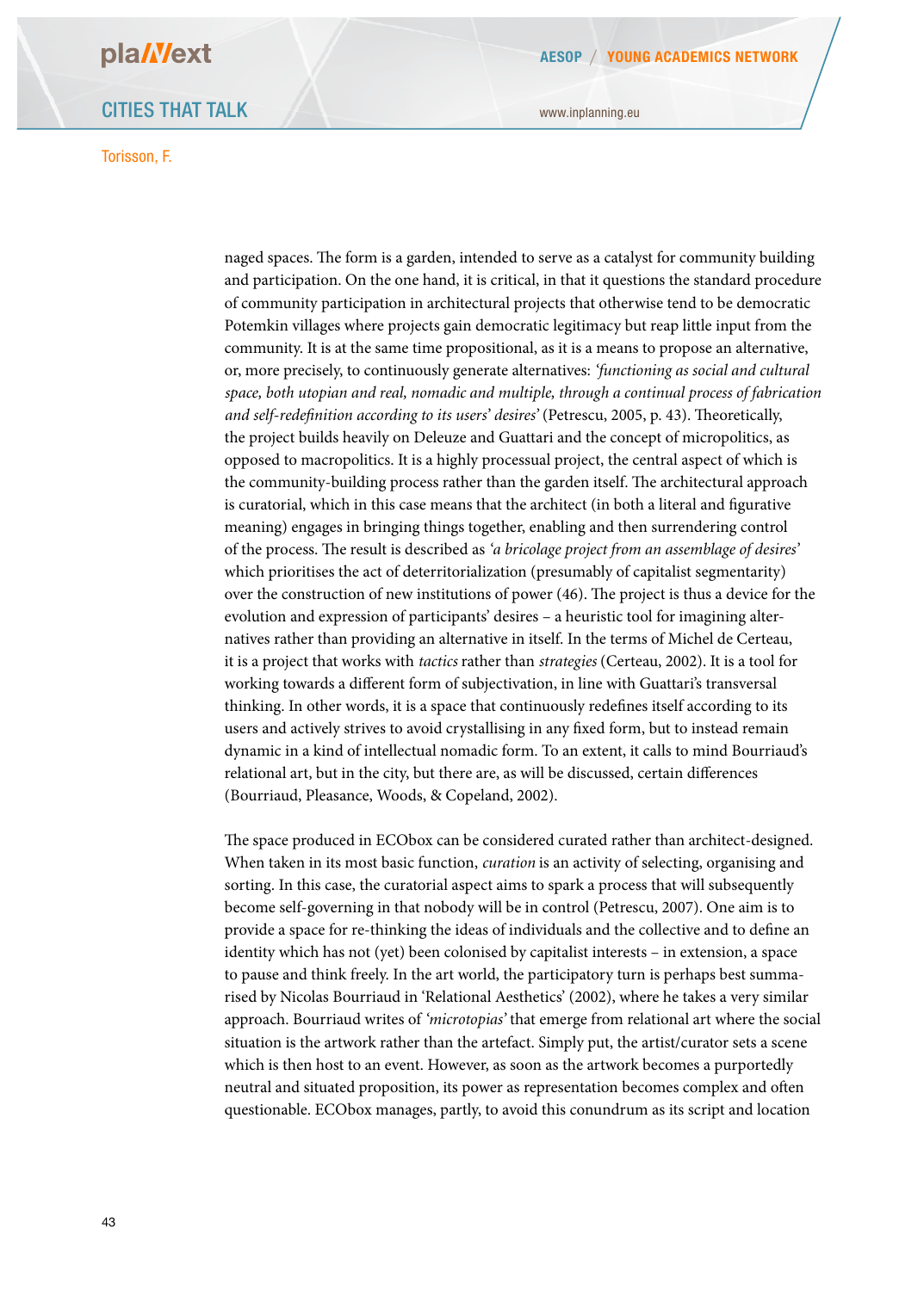naged spaces. The form is a garden, intended to serve as a catalyst for community building and participation. On the one hand, it is critical, in that it questions the standard procedure of community participation in architectural projects that otherwise tend to be democratic Potemkin villages where projects gain democratic legitimacy but reap little input from the community. It is at the same time propositional, as it is a means to propose an alternative, or, more precisely, to continuously generate alternatives: *'functioning as social and cultural space, both utopian and real, nomadic and multiple, through a continual process of fabrication and self-redefinition according to its users' desires'* (Petrescu, 2005, p. 43). Theoretically, the project builds heavily on Deleuze and Guattari and the concept of micropolitics, as opposed to macropolitics. It is a highly processual project, the central aspect of which is the community-building process rather than the garden itself. The architectural approach is curatorial, which in this case means that the architect (in both a literal and figurative meaning) engages in bringing things together, enabling and then surrendering control of the process. The result is described as *'a bricolage project from an assemblage of desires'* which prioritises the act of deterritorialization (presumably of capitalist segmentarity) over the construction of new institutions of power (46). The project is thus a device for the evolution and expression of participants' desires – a heuristic tool for imagining alternatives rather than providing an alternative in itself. In the terms of Michel de Certeau, it is a project that works with *tactics* rather than *strategies* (Certeau, 2002). It is a tool for working towards a different form of subjectivation, in line with Guattari's transversal thinking. In other words, it is a space that continuously redefines itself according to its users and actively strives to avoid crystallising in any fixed form, but to instead remain dynamic in a kind of intellectual nomadic form. To an extent, it calls to mind Bourriaud's relational art, but in the city, but there are, as will be discussed, certain differences (Bourriaud, Pleasance, Woods, & Copeland, 2002).

The space produced in ECObox can be considered curated rather than architect-designed. When taken in its most basic function, *curation* is an activity of selecting, organising and sorting. In this case, the curatorial aspect aims to spark a process that will subsequently become self-governing in that nobody will be in control (Petrescu, 2007). One aim is to provide a space for re-thinking the ideas of individuals and the collective and to define an identity which has not (yet) been colonised by capitalist interests – in extension, a space to pause and think freely. In the art world, the participatory turn is perhaps best summarised by Nicolas Bourriaud in 'Relational Aesthetics' (2002), where he takes a very similar approach. Bourriaud writes of *'microtopias'* that emerge from relational art where the social situation is the artwork rather than the artefact. Simply put, the artist/curator sets a scene which is then host to an event. However, as soon as the artwork becomes a purportedly neutral and situated proposition, its power as representation becomes complex and often questionable. ECObox manages, partly, to avoid this conundrum as its script and location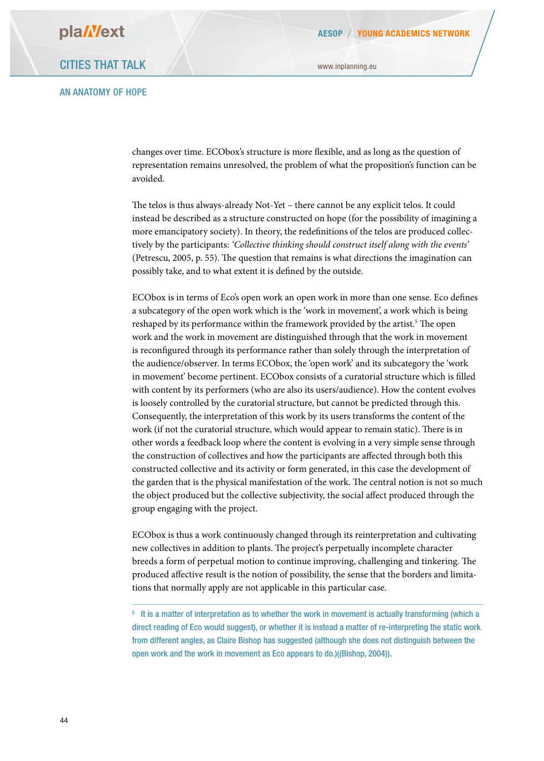changes over time. ECObox's structure is more flexible, and as long as the question of representation remains unresolved, the problem of what the proposition's function can be avoided.

The telos is thus always-already Not-Yet – there cannot be any explicit telos. It could instead be described as a structure constructed on hope (for the possibility of imagining a more emancipatory society). In theory, the redefinitions of the telos are produced collectively by the participants: *'Collective thinking should construct itself along with the events'* (Petrescu, 2005, p. 55). The question that remains is what directions the imagination can possibly take, and to what extent it is defined by the outside.

ECObox is in terms of Eco's open work an open work in more than one sense. Eco defines a subcategory of the open work which is the 'work in movement', a work which is being reshaped by its performance within the framework provided by the artist.[5] The open work and the work in movement are distinguished through that the work in movement is reconfigured through its performance rather than solely through the interpretation of the audience/observer. In terms ECObox, the 'open work' and its subcategory the 'work in movement' become pertinent. ECObox consists of a curatorial structure which is filled with content by its performers (who are also its users/audience). How the content evolves is loosely controlled by the curatorial structure, but cannot be predicted through this. Consequently, the interpretation of this work by its users transforms the content of the work (if not the curatorial structure, which would appear to remain static). There is in other words a feedback loop where the content is evolving in a very simple sense through the construction of collectives and how the participants are affected through both this constructed collective and its activity or form generated, in this case the development of the garden that is the physical manifestation of the work. The central notion is not so much the object produced but the collective subjectivity, the social affect produced through the group engaging with the project.

ECObox is thus a work continuously changed through its reinterpretation and cultivating new collectives in addition to plants. The project's perpetually incomplete character breeds a form of perpetual motion to continue improving, challenging and tinkering. The produced affective result is the notion of possibility, the sense that the borders and limitations that normally apply are not applicable in this particular case.

[5] It is a matter of interpretation as to whether the work in movement is actually transforming (which a direct reading of Eco would suggest), or whether it is instead a matter of re-interpreting the static work from different angles, as Claire Bishop has suggested (although she does not distinguish between the open work and the work in movement as Eco appears to do.)((Bishop, 2004)).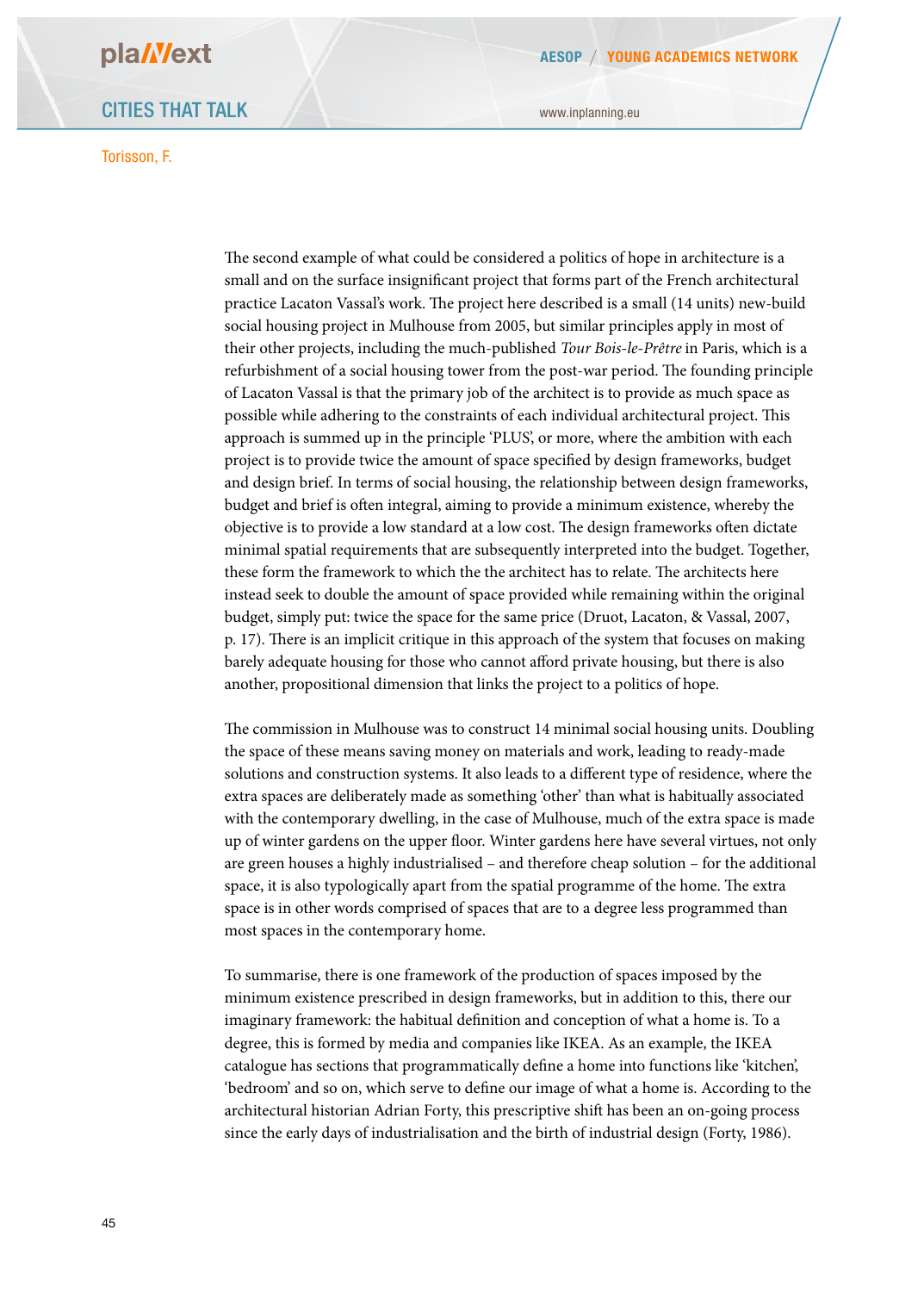The second example of what could be considered a politics of hope in architecture is a small and on the surface insignificant project that forms part of the French architectural practice Lacaton Vassal's work. The project here described is a small (14 units) new-build social housing project in Mulhouse from 2005, but similar principles apply in most of their other projects, including the much-published *Tour Bois-le-Prêtre* in Paris, which is a refurbishment of a social housing tower from the post-war period. The founding principle of Lacaton Vassal is that the primary job of the architect is to provide as much space as possible while adhering to the constraints of each individual architectural project. This approach is summed up in the principle 'PLUS', or more, where the ambition with each project is to provide twice the amount of space specified by design frameworks, budget and design brief. In terms of social housing, the relationship between design frameworks, budget and brief is often integral, aiming to provide a minimum existence, whereby the objective is to provide a low standard at a low cost. The design frameworks often dictate minimal spatial requirements that are subsequently interpreted into the budget. Together, these form the framework to which the the architect has to relate. The architects here instead seek to double the amount of space provided while remaining within the original budget, simply put: twice the space for the same price (Druot, Lacaton, & Vassal, 2007, p. 17). There is an implicit critique in this approach of the system that focuses on making barely adequate housing for those who cannot afford private housing, but there is also another, propositional dimension that links the project to a politics of hope.

The commission in Mulhouse was to construct 14 minimal social housing units. Doubling the space of these means saving money on materials and work, leading to ready-made solutions and construction systems. It also leads to a different type of residence, where the extra spaces are deliberately made as something 'other' than what is habitually associated with the contemporary dwelling, in the case of Mulhouse, much of the extra space is made up of winter gardens on the upper floor. Winter gardens here have several virtues, not only are green houses a highly industrialised – and therefore cheap solution – for the additional space, it is also typologically apart from the spatial programme of the home. The extra space is in other words comprised of spaces that are to a degree less programmed than most spaces in the contemporary home.

To summarise, there is one framework of the production of spaces imposed by the minimum existence prescribed in design frameworks, but in addition to this, there our imaginary framework: the habitual definition and conception of what a home is. To a degree, this is formed by media and companies like IKEA. As an example, the IKEA catalogue has sections that programmatically define a home into functions like 'kitchen', 'bedroom' and so on, which serve to define our image of what a home is. According to the architectural historian Adrian Forty, this prescriptive shift has been an on-going process since the early days of industrialisation and the birth of industrial design (Forty, 1986).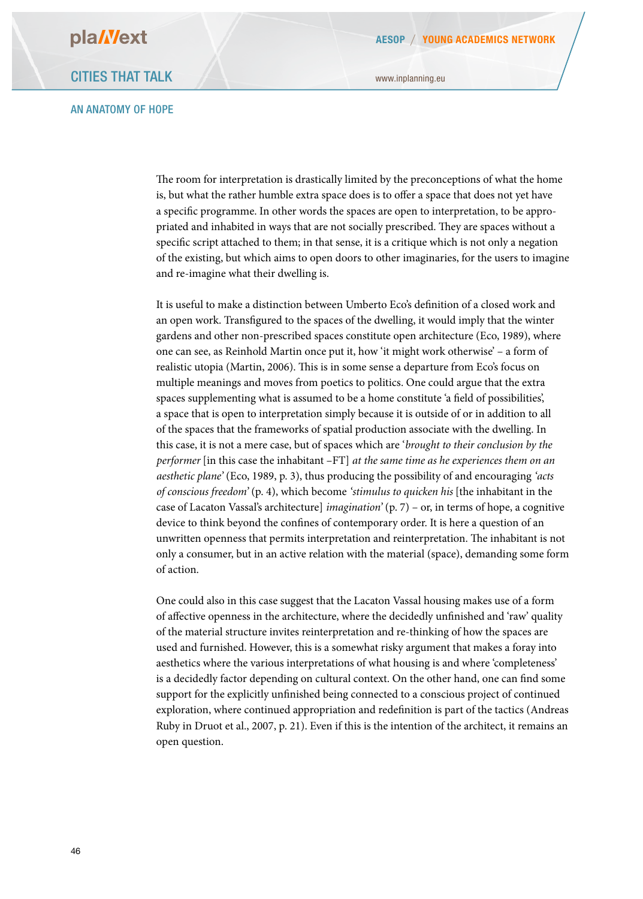The room for interpretation is drastically limited by the preconceptions of what the home is, but what the rather humble extra space does is to offer a space that does not yet have a specific programme. In other words the spaces are open to interpretation, to be appropriated and inhabited in ways that are not socially prescribed. They are spaces without a specific script attached to them; in that sense, it is a critique which is not only a negation of the existing, but which aims to open doors to other imaginaries, for the users to imagine and re-imagine what their dwelling is.

It is useful to make a distinction between Umberto Eco's definition of a closed work and an open work. Transfigured to the spaces of the dwelling, it would imply that the winter gardens and other non-prescribed spaces constitute open architecture (Eco, 1989), where one can see, as Reinhold Martin once put it, how 'it might work otherwise' – a form of realistic utopia (Martin, 2006). This is in some sense a departure from Eco's focus on multiple meanings and moves from poetics to politics. One could argue that the extra spaces supplementing what is assumed to be a home constitute 'a field of possibilities', a space that is open to interpretation simply because it is outside of or in addition to all of the spaces that the frameworks of spatial production associate with the dwelling. In this case, it is not a mere case, but of spaces which are '*brought to their conclusion by the performer* [in this case the inhabitant –FT] *at the same time as he experiences them on an aesthetic plane*' (Eco, 1989, p. 3), thus producing the possibility of and encouraging *'acts of conscious freedom'* (p. 4), which become *'stimulus to quicken his* [the inhabitant in the case of Lacaton Vassal's architecture] *imagination'* (p. 7) – or, in terms of hope, a cognitive device to think beyond the confines of contemporary order. It is here a question of an unwritten openness that permits interpretation and reinterpretation. The inhabitant is not only a consumer, but in an active relation with the material (space), demanding some form of action.

One could also in this case suggest that the Lacaton Vassal housing makes use of a form of affective openness in the architecture, where the decidedly unfinished and 'raw' quality of the material structure invites reinterpretation and re-thinking of how the spaces are used and furnished. However, this is a somewhat risky argument that makes a foray into aesthetics where the various interpretations of what housing is and where 'completeness' is a decidedly factor depending on cultural context. On the other hand, one can find some support for the explicitly unfinished being connected to a conscious project of continued exploration, where continued appropriation and redefinition is part of the tactics (Andreas Ruby in Druot et al., 2007, p. 21). Even if this is the intention of the architect, it remains an open question.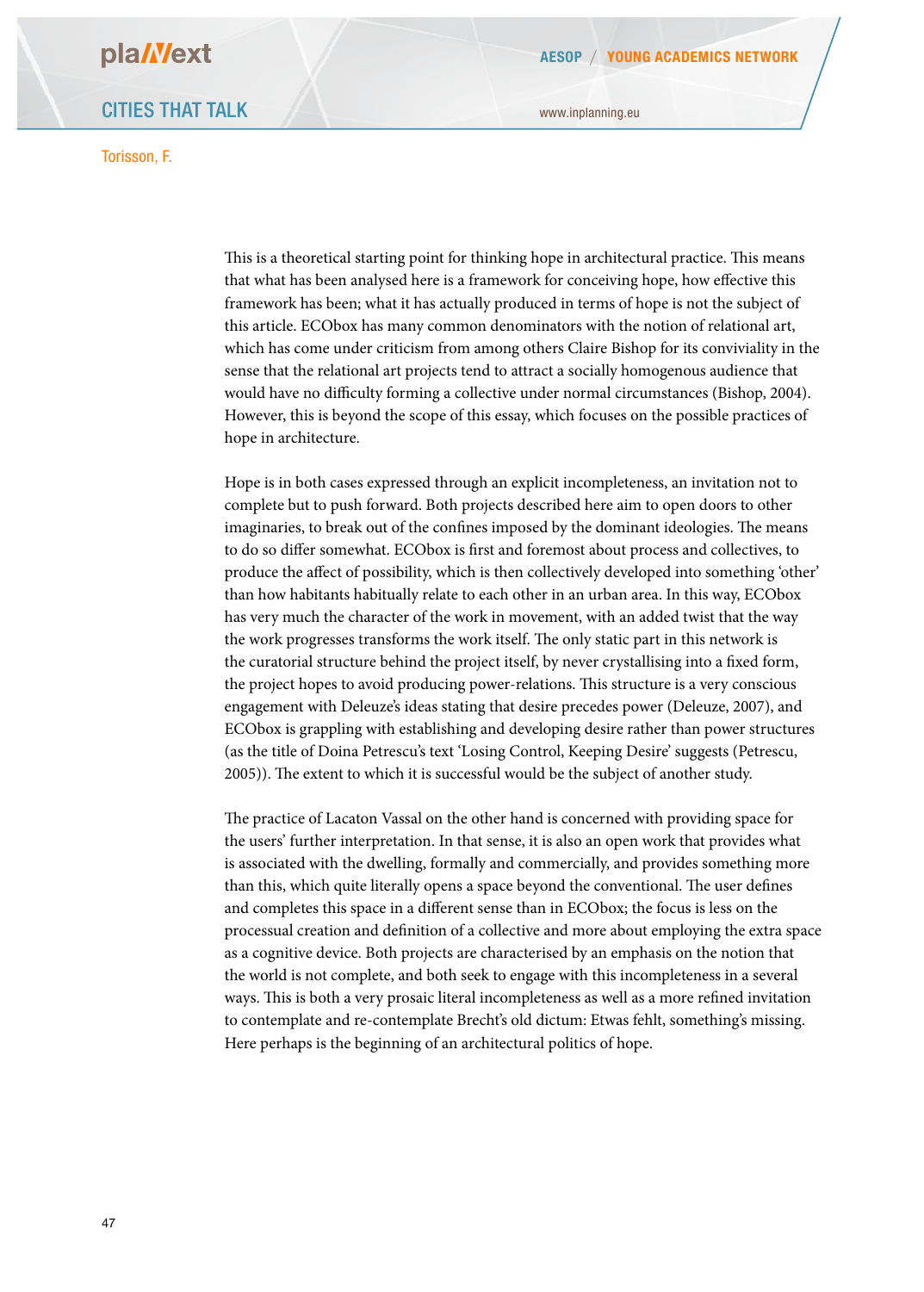This is a theoretical starting point for thinking hope in architectural practice. This means that what has been analysed here is a framework for conceiving hope, how effective this framework has been; what it has actually produced in terms of hope is not the subject of this article. ECObox has many common denominators with the notion of relational art, which has come under criticism from among others Claire Bishop for its conviviality in the sense that the relational art projects tend to attract a socially homogenous audience that would have no difficulty forming a collective under normal circumstances (Bishop, 2004). However, this is beyond the scope of this essay, which focuses on the possible practices of hope in architecture.

Hope is in both cases expressed through an explicit incompleteness, an invitation not to complete but to push forward. Both projects described here aim to open doors to other imaginaries, to break out of the confines imposed by the dominant ideologies. The means to do so differ somewhat. ECObox is first and foremost about process and collectives, to produce the affect of possibility, which is then collectively developed into something 'other' than how habitants habitually relate to each other in an urban area. In this way, ECObox has very much the character of the work in movement, with an added twist that the way the work progresses transforms the work itself. The only static part in this network is the curatorial structure behind the project itself, by never crystallising into a fixed form, the project hopes to avoid producing power-relations. This structure is a very conscious engagement with Deleuze's ideas stating that desire precedes power (Deleuze, 2007), and ECObox is grappling with establishing and developing desire rather than power structures (as the title of Doina Petrescu's text 'Losing Control, Keeping Desire' suggests (Petrescu, 2005)). The extent to which it is successful would be the subject of another study.

The practice of Lacaton Vassal on the other hand is concerned with providing space for the users' further interpretation. In that sense, it is also an open work that provides what is associated with the dwelling, formally and commercially, and provides something more than this, which quite literally opens a space beyond the conventional. The user defines and completes this space in a different sense than in ECObox; the focus is less on the processual creation and definition of a collective and more about employing the extra space as a cognitive device. Both projects are characterised by an emphasis on the notion that the world is not complete, and both seek to engage with this incompleteness in a several ways. This is both a very prosaic literal incompleteness as well as a more refined invitation to contemplate and re-contemplate Brecht's old dictum: Etwas fehlt, something's missing. Here perhaps is the beginning of an architectural politics of hope.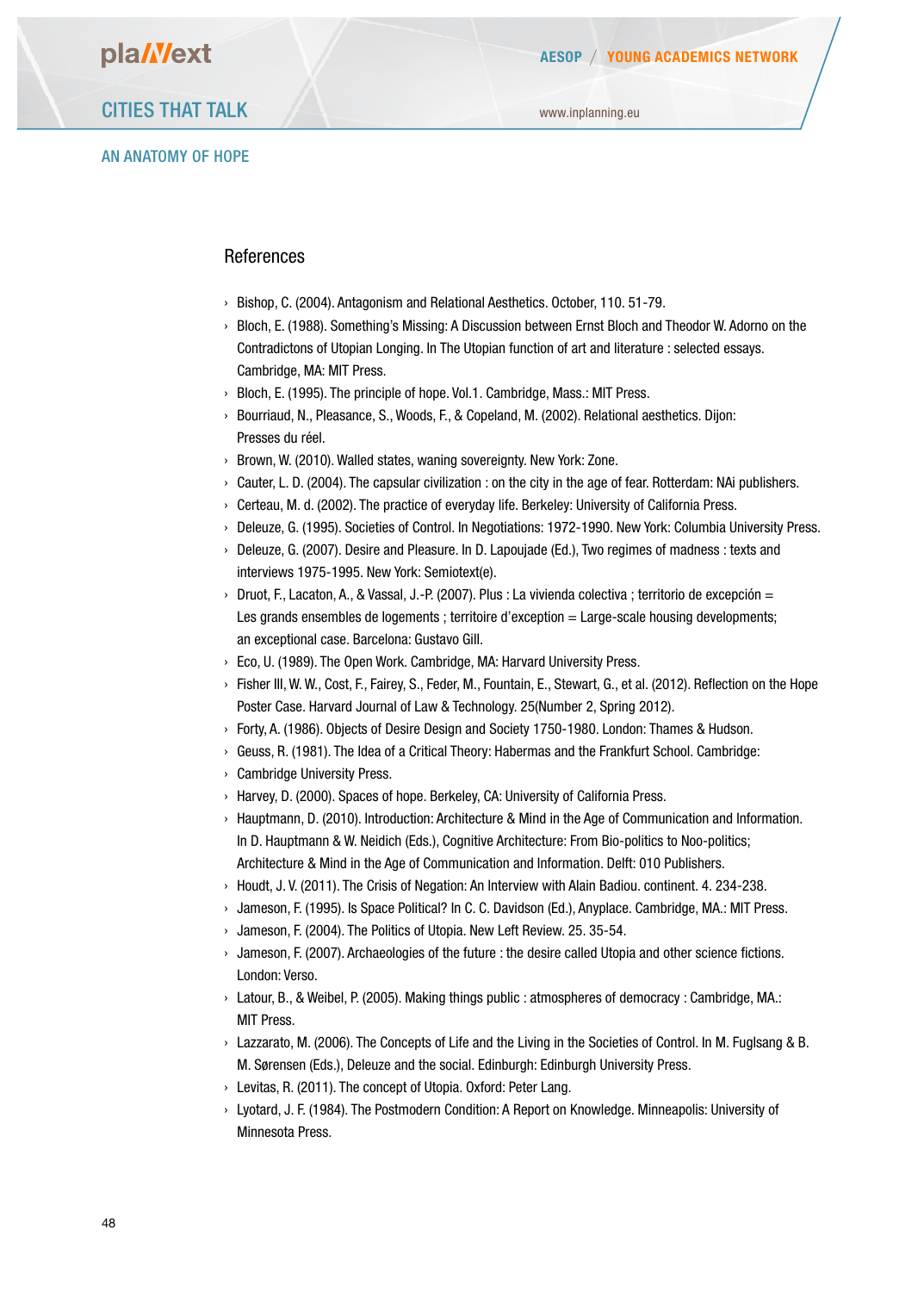## References

- Bishop, C. (2004). Antagonism and Relational Aesthetics. October, 110. 51-79.
- Bloch, E. (1988). Something's Missing: A Discussion between Ernst Bloch and Theodor W. Adorno on the Contradictons of Utopian Longing. In The Utopian function of art and literature : selected essays. Cambridge, MA: MIT Press.
- Bloch, E. (1995). The principle of hope. Vol.1. Cambridge, Mass.: MIT Press.
- Bourriaud, N., Pleasance, S., Woods, F., & Copeland, M. (2002). Relational aesthetics. Dijon: Presses du réel.
- Brown, W. (2010). Walled states, waning sovereignty. New York: Zone.
- Cauter, L. D. (2004). The capsular civilization : on the city in the age of fear. Rotterdam: NAi publishers.
- Certeau, M. d. (2002). The practice of everyday life. Berkeley: University of California Press.
- Deleuze, G. (1995). Societies of Control. In Negotiations: 1972-1990. New York: Columbia University Press.
- Deleuze, G. (2007). Desire and Pleasure. In D. Lapoujade (Ed.), Two regimes of madness : texts and interviews 1975-1995. New York: Semiotext(e).
- Druot, F., Lacaton, A., & Vassal, J.-P. (2007). Plus : La vivienda colectiva ; territorio de excepción = Les grands ensembles de logements ; territoire d'exception = Large-scale housing developments; an exceptional case. Barcelona: Gustavo Gill.
- Eco, U. (1989). The Open Work. Cambridge, MA: Harvard University Press.
- Fisher III, W. W., Cost, F., Fairey, S., Feder, M., Fountain, E., Stewart, G., et al. (2012). Reflection on the Hope Poster Case. Harvard Journal of Law & Technology. 25(Number 2, Spring 2012).
- Forty, A. (1986). Objects of Desire Design and Society 1750-1980. London: Thames & Hudson.
- Geuss, R. (1981). The Idea of a Critical Theory: Habermas and the Frankfurt School. Cambridge:
- Cambridge University Press.
- Harvey, D. (2000). Spaces of hope. Berkeley, CA: University of California Press.
- Hauptmann, D. (2010). Introduction: Architecture & Mind in the Age of Communication and Information. In D. Hauptmann & W. Neidich (Eds.), Cognitive Architecture: From Bio-politics to Noo-politics; Architecture & Mind in the Age of Communication and Information. Delft: 010 Publishers.
- Houdt, J. V. (2011). The Crisis of Negation: An Interview with Alain Badiou. continent. 4. 234-238.
- Jameson, F. (1995). Is Space Political? In C. C. Davidson (Ed.), Anyplace. Cambridge, MA.: MIT Press.
- Jameson, F. (2004). The Politics of Utopia. New Left Review. 25. 35-54.
- Jameson, F. (2007). Archaeologies of the future : the desire called Utopia and other science fictions. London: Verso.
- Latour, B., & Weibel, P. (2005). Making things public : atmospheres of democracy : Cambridge, MA.: MIT Press.
- Lazzarato, M. (2006). The Concepts of Life and the Living in the Societies of Control. In M. Fuglsang & B. M. Sørensen (Eds.), Deleuze and the social. Edinburgh: Edinburgh University Press.
- Levitas, R. (2011). The concept of Utopia. Oxford: Peter Lang.
- Lyotard, J. F. (1984). The Postmodern Condition: A Report on Knowledge. Minneapolis: University of Minnesota Press.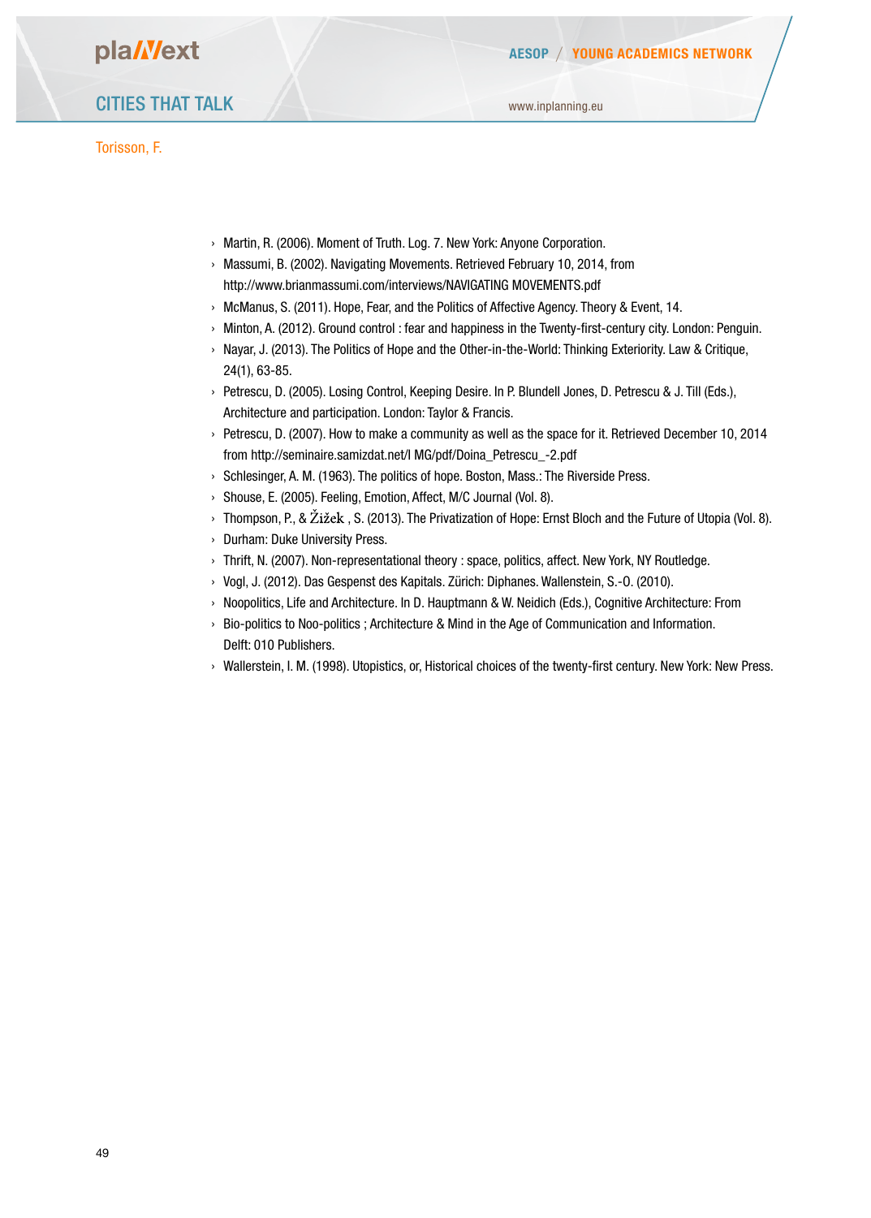- Martin, R. (2006). Moment of Truth. Log. 7. New York: Anyone Corporation.
- Massumi, B. (2002). Navigating Movements. Retrieved February 10, 2014, from http://www.brianmassumi.com/interviews/NAVIGATING MOVEMENTS.pdf
- McManus, S. (2011). Hope, Fear, and the Politics of Affective Agency. Theory & Event, 14.
- Minton, A. (2012). Ground control : fear and happiness in the Twenty-first-century city. London: Penguin.
- Nayar, J. (2013). The Politics of Hope and the Other-in-the-World: Thinking Exteriority. Law & Critique, 24(1), 63-85.
- Petrescu, D. (2005). Losing Control, Keeping Desire. In P. Blundell Jones, D. Petrescu & J. Till (Eds.), Architecture and participation. London: Taylor & Francis.
- Petrescu, D. (2007). How to make a community as well as the space for it. Retrieved December 10, 2014 from http://seminaire.samizdat.net/I MG/pdf/Doina_Petrescu_-2.pdf
- Schlesinger, A. M. (1963). The politics of hope. Boston, Mass.: The Riverside Press.
- Shouse, E. (2005). Feeling, Emotion, Affect, M/C Journal (Vol. 8).
- Thompson, P., & Žižek , S. (2013). The Privatization of Hope: Ernst Bloch and the Future of Utopia (Vol. 8).
- Durham: Duke University Press.
- Thrift, N. (2007). Non-representational theory : space, politics, affect. New York, NY Routledge.
- Vogl, J. (2012). Das Gespenst des Kapitals. Zürich: Diphanes. Wallenstein, S.-O. (2010).
- Noopolitics, Life and Architecture. In D. Hauptmann & W. Neidich (Eds.), Cognitive Architecture: From
- Bio-politics to Noo-politics ; Architecture & Mind in the Age of Communication and Information. Delft: 010 Publishers.
- Wallerstein, I. M. (1998). Utopistics, or, Historical choices of the twenty-first century. New York: New Press.